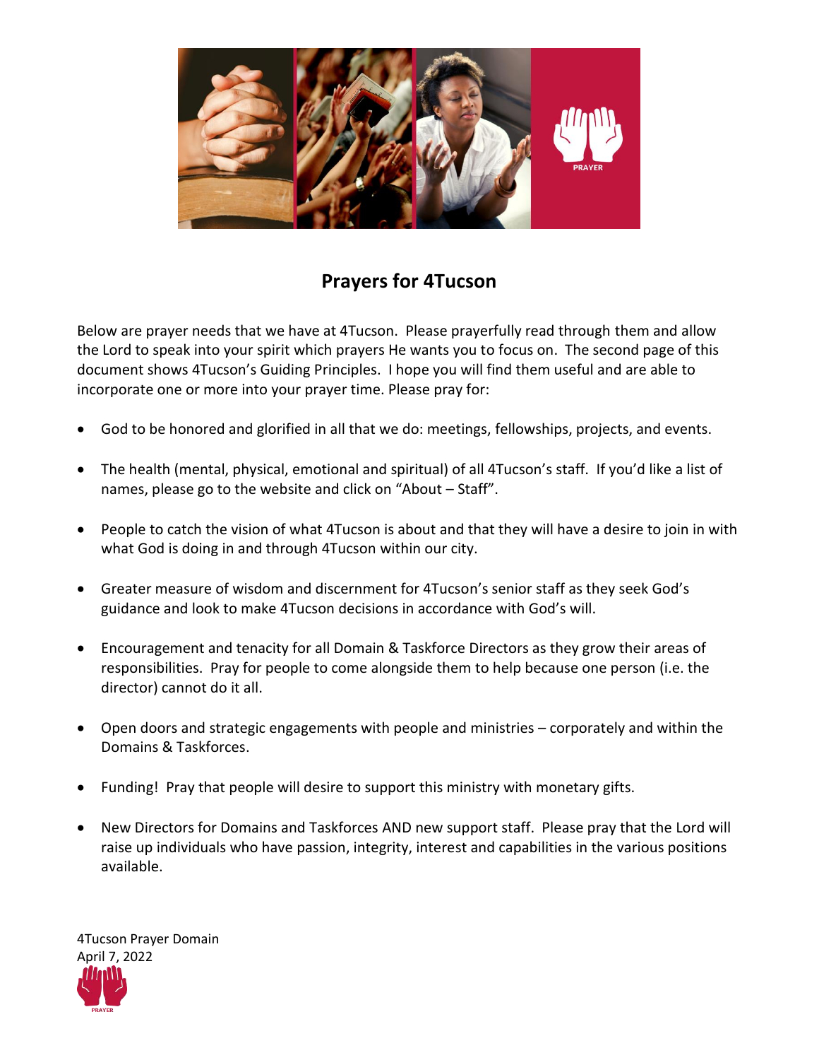## Prayers for 4Tucson

Below are prayer needs that we have at 4Tucson. Please prayerfully read through them and allow the Lord to speak into your spirit which prayers He wants you to focus on. The second page of this document shows 4Tucson's Guiding Principles. I hope you will find them useful and are able to incorporate one or more into your prayer time. Please pray for:

- God to be honored and glorified in all that we do: meetings, fellowships, projects, and events.
- The health (mental, physical, emotional and spiritual) of all 4Tucson's staff. If you'd like a list of names, please go to the website and click on "About – Staff".
- People to catch the vision of what 4Tucson is about and that they will have a desire to join in with what God is doing in and through 4Tucson within our city.
- Greater measure of wisdom and discernment for 4Tucson's senior staff as they seek God's guidance and look to make 4Tucson decisions in accordance with God's will.
- Encouragement and tenacity for all Domain & Taskforce Directors as they grow their areas of responsibilities. Pray for people to come alongside them to help because one person (i.e. the director) cannot do it all.
- Open doors and strategic engagements with people and ministries – corporately and within the Domains & Taskforces.
- Funding! Pray that people will desire to support this ministry with monetary gifts.
- New Directors for Domains and Taskforces AND new support staff. Please pray that the Lord will raise up individuals who have passion, integrity, interest and capabilities in the various positions available.

4Tucson Prayer Domain
April 7, 2022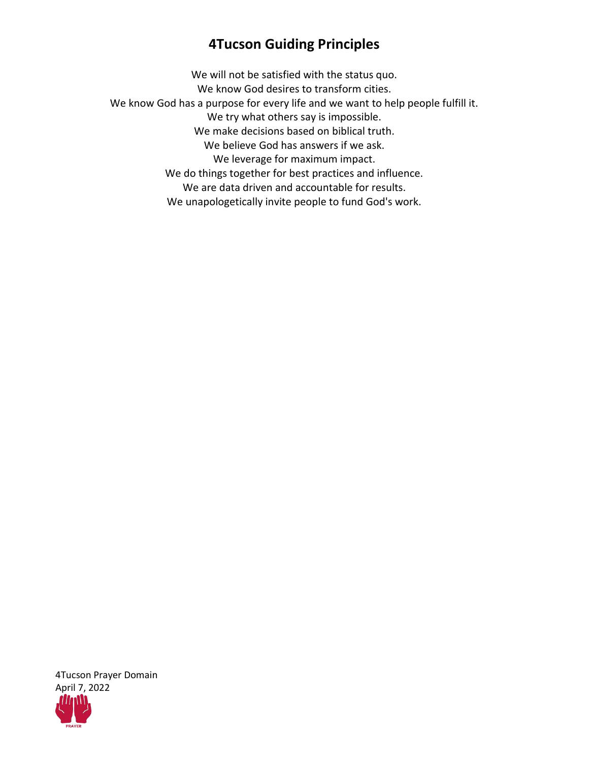# 4Tucson Guiding Principles

We will not be satisfied with the status quo.
We know God desires to transform cities.
We know God has a purpose for every life and we want to help people fulfill it.
We try what others say is impossible.
We make decisions based on biblical truth.
We believe God has answers if we ask.
We leverage for maximum impact.
We do things together for best practices and influence.
We are data driven and accountable for results.
We unapologetically invite people to fund God's work.